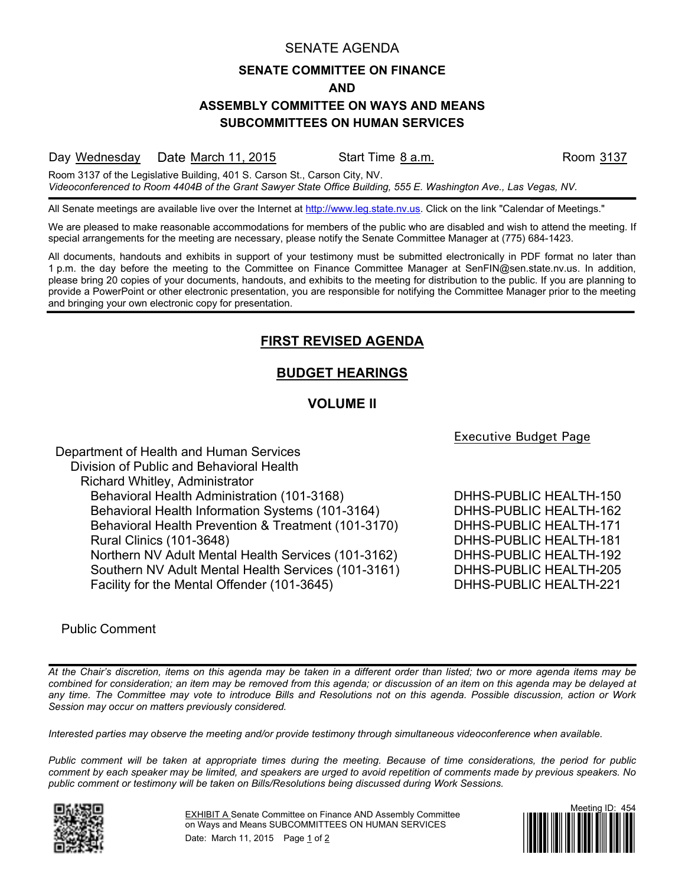SENATE AGENDA

# SENATE COMMITTEE ON FINANCE AND ASSEMBLY COMMITTEE ON WAYS AND MEANS SUBCOMMITTEES ON HUMAN SERVICES

Day Wednesday Date March 11, 2015 Start Time 8 a.m. Room 3137

Room 3137 of the Legislative Building, 401 S. Carson St., Carson City, NV.
*Videoconferenced to Room 4404B of the Grant Sawyer State Office Building, 555 E. Washington Ave., Las Vegas, NV.*

All Senate meetings are available live over the Internet at http://www.leg.state.nv.us. Click on the link "Calendar of Meetings."

We are pleased to make reasonable accommodations for members of the public who are disabled and wish to attend the meeting. If special arrangements for the meeting are necessary, please notify the Senate Committee Manager at (775) 684-1423.

All documents, handouts and exhibits in support of your testimony must be submitted electronically in PDF format no later than 1 p.m. the day before the meeting to the Committee on Finance Committee Manager at SenFIN@sen.state.nv.us. In addition, please bring 20 copies of your documents, handouts, and exhibits to the meeting for distribution to the public. If you are planning to provide a PowerPoint or other electronic presentation, you are responsible for notifying the Committee Manager prior to the meeting and bringing your own electronic copy for presentation.

## FIRST REVISED AGENDA

## BUDGET HEARINGS

## VOLUME II

| | Executive Budget Page |
|---|---|
| Department of Health and Human Services | |
| Division of Public and Behavioral Health | |
| Richard Whitley, Administrator | |
| Behavioral Health Administration (101-3168) | DHHS-PUBLIC HEALTH-150 |
| Behavioral Health Information Systems (101-3164) | DHHS-PUBLIC HEALTH-162 |
| Behavioral Health Prevention & Treatment (101-3170) | DHHS-PUBLIC HEALTH-171 |
| Rural Clinics (101-3648) | DHHS-PUBLIC HEALTH-181 |
| Northern NV Adult Mental Health Services (101-3162) | DHHS-PUBLIC HEALTH-192 |
| Southern NV Adult Mental Health Services (101-3161) | DHHS-PUBLIC HEALTH-205 |
| Facility for the Mental Offender (101-3645) | DHHS-PUBLIC HEALTH-221 |

Public Comment

*At the Chair's discretion, items on this agenda may be taken in a different order than listed; two or more agenda items may be combined for consideration; an item may be removed from this agenda; or discussion of an item on this agenda may be delayed at any time. The Committee may vote to introduce Bills and Resolutions not on this agenda. Possible discussion, action or Work Session may occur on matters previously considered.*

*Interested parties may observe the meeting and/or provide testimony through simultaneous videoconference when available.*

*Public comment will be taken at appropriate times during the meeting. Because of time considerations, the period for public comment by each speaker may be limited, and speakers are urged to avoid repetition of comments made by previous speakers. No public comment or testimony will be taken on Bills/Resolutions being discussed during Work Sessions.*

EXHIBIT A Senate Committee on Finance AND Assembly Committee on Ways and Means SUBCOMMITTEES ON HUMAN SERVICES
Date: March 11, 2015 Page 1 of 2

Meeting ID: 454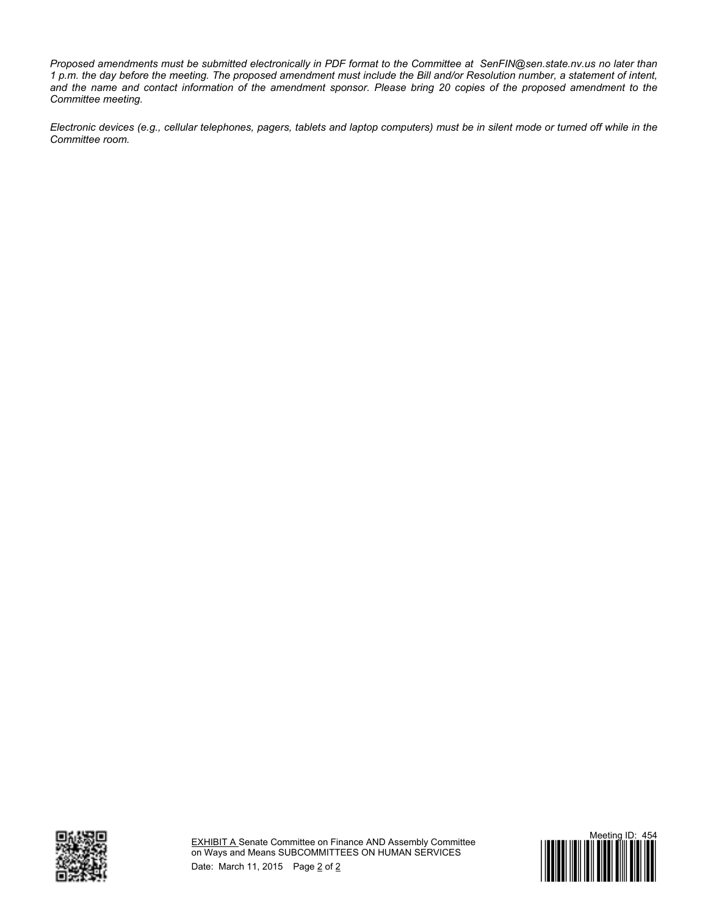*Proposed amendments must be submitted electronically in PDF format to the Committee at SenFIN@sen.state.nv.us no later than 1 p.m. the day before the meeting. The proposed amendment must include the Bill and/or Resolution number, a statement of intent, and the name and contact information of the amendment sponsor. Please bring 20 copies of the proposed amendment to the Committee meeting.*

*Electronic devices (e.g., cellular telephones, pagers, tablets and laptop computers) must be in silent mode or turned off while in the Committee room.*